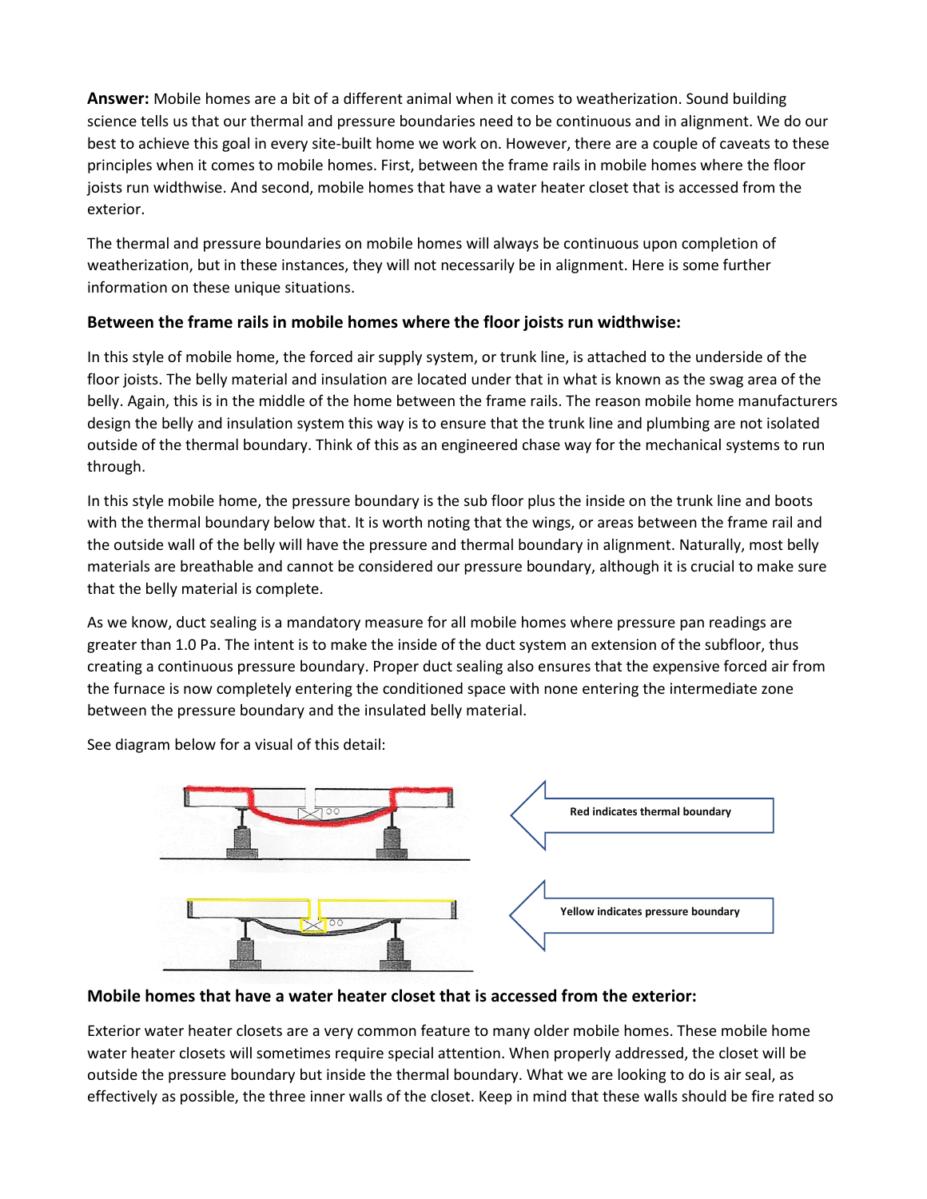**Answer:** Mobile homes are a bit of a different animal when it comes to weatherization. Sound building science tells us that our thermal and pressure boundaries need to be continuous and in alignment. We do our best to achieve this goal in every site-built home we work on. However, there are a couple of caveats to these principles when it comes to mobile homes. First, between the frame rails in mobile homes where the floor joists run widthwise. And second, mobile homes that have a water heater closet that is accessed from the exterior.

The thermal and pressure boundaries on mobile homes will always be continuous upon completion of weatherization, but in these instances, they will not necessarily be in alignment. Here is some further information on these unique situations.

### Between the frame rails in mobile homes where the floor joists run widthwise:

In this style of mobile home, the forced air supply system, or trunk line, is attached to the underside of the floor joists. The belly material and insulation are located under that in what is known as the swag area of the belly. Again, this is in the middle of the home between the frame rails. The reason mobile home manufacturers design the belly and insulation system this way is to ensure that the trunk line and plumbing are not isolated outside of the thermal boundary. Think of this as an engineered chase way for the mechanical systems to run through.

In this style mobile home, the pressure boundary is the sub floor plus the inside on the trunk line and boots with the thermal boundary below that. It is worth noting that the wings, or areas between the frame rail and the outside wall of the belly will have the pressure and thermal boundary in alignment. Naturally, most belly materials are breathable and cannot be considered our pressure boundary, although it is crucial to make sure that the belly material is complete.

As we know, duct sealing is a mandatory measure for all mobile homes where pressure pan readings are greater than 1.0 Pa. The intent is to make the inside of the duct system an extension of the subfloor, thus creating a continuous pressure boundary. Proper duct sealing also ensures that the expensive forced air from the furnace is now completely entering the conditioned space with none entering the intermediate zone between the pressure boundary and the insulated belly material.

See diagram below for a visual of this detail:

Red indicates thermal boundary

Yellow indicates pressure boundary

### Mobile homes that have a water heater closet that is accessed from the exterior:

Exterior water heater closets are a very common feature to many older mobile homes. These mobile home water heater closets will sometimes require special attention. When properly addressed, the closet will be outside the pressure boundary but inside the thermal boundary. What we are looking to do is air seal, as effectively as possible, the three inner walls of the closet. Keep in mind that these walls should be fire rated so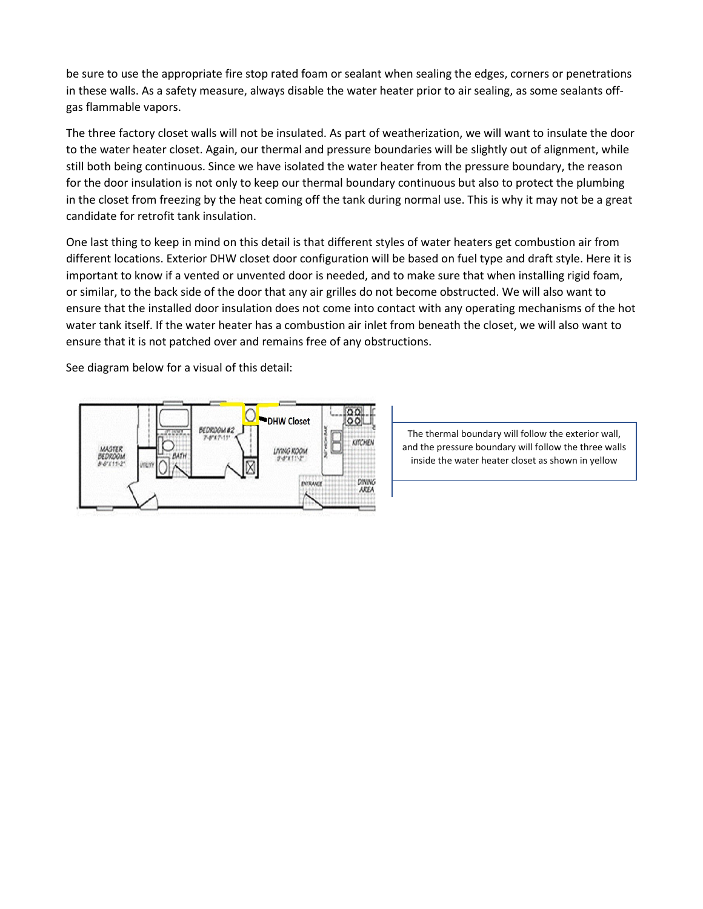be sure to use the appropriate fire stop rated foam or sealant when sealing the edges, corners or penetrations in these walls. As a safety measure, always disable the water heater prior to air sealing, as some sealants off-gas flammable vapors.

The three factory closet walls will not be insulated. As part of weatherization, we will want to insulate the door to the water heater closet. Again, our thermal and pressure boundaries will be slightly out of alignment, while still both being continuous. Since we have isolated the water heater from the pressure boundary, the reason for the door insulation is not only to keep our thermal boundary continuous but also to protect the plumbing in the closet from freezing by the heat coming off the tank during normal use. This is why it may not be a great candidate for retrofit tank insulation.

One last thing to keep in mind on this detail is that different styles of water heaters get combustion air from different locations. Exterior DHW closet door configuration will be based on fuel type and draft style. Here it is important to know if a vented or unvented door is needed, and to make sure that when installing rigid foam, or similar, to the back side of the door that any air grilles do not become obstructed. We will also want to ensure that the installed door insulation does not come into contact with any operating mechanisms of the hot water tank itself. If the water heater has a combustion air inlet from beneath the closet, we will also want to ensure that it is not patched over and remains free of any obstructions.

See diagram below for a visual of this detail:

MASTER BEDROOM 8'-6"X11'-2"

UTILITY

BATH

BEDROOM #2 7'-8"X7'-11"

DHW Closet

LIVING ROOM 9'-9"X11'-2"

KITCHEN

ENTRANCE

DINING AREA

The thermal boundary will follow the exterior wall, and the pressure boundary will follow the three walls inside the water heater closet as shown in yellow